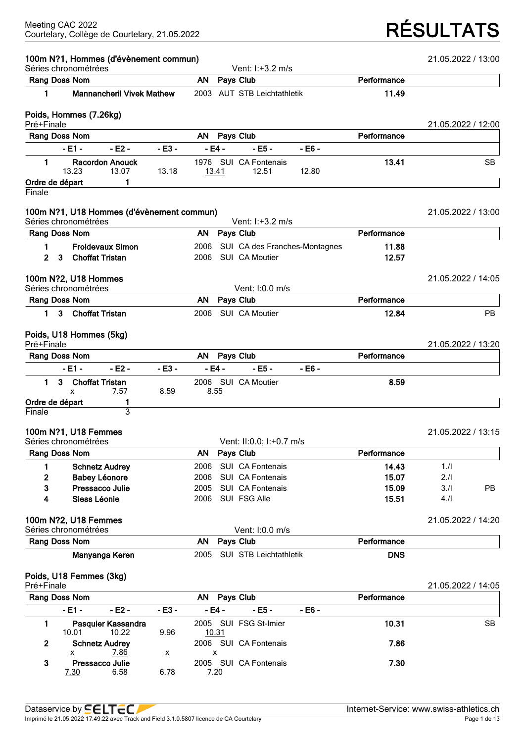Meeting CAC 2022
Courtelary, Collège de Courtelary, 21.05.2022

# RÉSULTATS

## 100m N?1, Hommes (d'évènement commun)

21.05.2022 / 13:00

Séries chronométrées — Vent: I:+3.2 m/s

| Rang | Doss | Nom | AN | Pays | Club | Performance | | |
|---|---|---|---|---|---|---|---|---|
| 1 | | **Mannancheril Vivek Mathew** | 2003 | AUT | STB Leichtathletik | **11.49** | | |

## Poids, Hommes (7.26kg)

Pré+Finale — 21.05.2022 / 12:00

| Rang | Doss | Nom | | | AN | Pays | Club | Performance | |
|---|---|---|---|---|---|---|---|---|---|
| | - E1 - | - E2 - | - E3 - | | - E4 - | - E5 - | - E6 - | | |
| 1 | | **Racordon Anouck** | | | 1976 | SUI | CA Fontenais | **13.41** | SB |
| | 13.23 | 13.07 | 13.18 | | 13.41 | 12.51 | 12.80 | | |

| Ordre de départ | 1 |
|---|---|
| Finale | |

## 100m N?1, U18 Hommes (d'évènement commun)

21.05.2022 / 13:00

Séries chronométrées — Vent: I:+3.2 m/s

| Rang | Doss | Nom | AN | Pays | Club | Performance | | |
|---|---|---|---|---|---|---|---|---|
| 1 | | **Froidevaux Simon** | 2006 | SUI | CA des Franches-Montagnes | **11.88** | | |
| 2 | 3 | **Choffat Tristan** | 2006 | SUI | CA Moutier | **12.57** | | |

## 100m N?2, U18 Hommes

21.05.2022 / 14:05

Séries chronométrées — Vent: I:0.0 m/s

| Rang | Doss | Nom | AN | Pays | Club | Performance | | |
|---|---|---|---|---|---|---|---|---|
| 1 | 3 | **Choffat Tristan** | 2006 | SUI | CA Moutier | **12.84** | | PB |

## Poids, U18 Hommes (5kg)

Pré+Finale — 21.05.2022 / 13:20

| Rang | Doss | Nom | | | AN | Pays | Club | Performance | |
|---|---|---|---|---|---|---|---|---|---|
| | - E1 - | - E2 - | - E3 - | | - E4 - | - E5 - | - E6 - | | |
| 1 | 3 | **Choffat Tristan** | | | 2006 | SUI | CA Moutier | **8.59** | |
| | x | 7.57 | 8.59 | | 8.55 | | | | |

| Ordre de départ | 1 |
|---|---|
| Finale | 3 |

## 100m N?1, U18 Femmes

21.05.2022 / 13:15

Séries chronométrées — Vent: II:0.0; I:+0.7 m/s

| Rang | Doss | Nom | AN | Pays | Club | Performance | | |
|---|---|---|---|---|---|---|---|---|
| 1 | | **Schnetz Audrey** | 2006 | SUI | CA Fontenais | **14.43** | 1./I | |
| 2 | | **Babey Léonore** | 2006 | SUI | CA Fontenais | **15.07** | 2./I | |
| 3 | | **Pressacco Julie** | 2005 | SUI | CA Fontenais | **15.09** | 3./I | PB |
| 4 | | **Siess Léonie** | 2006 | SUI | FSG Alle | **15.51** | 4./I | |

## 100m N?2, U18 Femmes

21.05.2022 / 14:20

Séries chronométrées — Vent: I:0.0 m/s

| Rang | Doss | Nom | AN | Pays | Club | Performance | | |
|---|---|---|---|---|---|---|---|---|
| | | **Manyanga Keren** | 2005 | SUI | STB Leichtathletik | **DNS** | | |

## Poids, U18 Femmes (3kg)

Pré+Finale — 21.05.2022 / 14:05

| Rang | Doss | Nom | | | AN | Pays | Club | Performance | |
|---|---|---|---|---|---|---|---|---|---|
| | - E1 - | - E2 - | - E3 - | | - E4 - | - E5 - | - E6 - | | |
| 1 | | **Pasquier Kassandra** | | | 2005 | SUI | FSG St-Imier | **10.31** | SB |
| | 10.01 | 10.22 | 9.96 | | 10.31 | | | | |
| 2 | | **Schnetz Audrey** | | | 2006 | SUI | CA Fontenais | **7.86** | |
| | x | 7.86 | x | | x | | | | |
| 3 | | **Pressacco Julie** | | | 2005 | SUI | CA Fontenais | **7.30** | |
| | 7.30 | 6.58 | 6.78 | | 7.20 | | | | |

Dataservice by SELTEC — Internet-Service: www.swiss-athletics.ch

Imprimé le 21.05.2022 17:49:22 avec Track and Field 3.1.0.5807 licence de CA Courtelary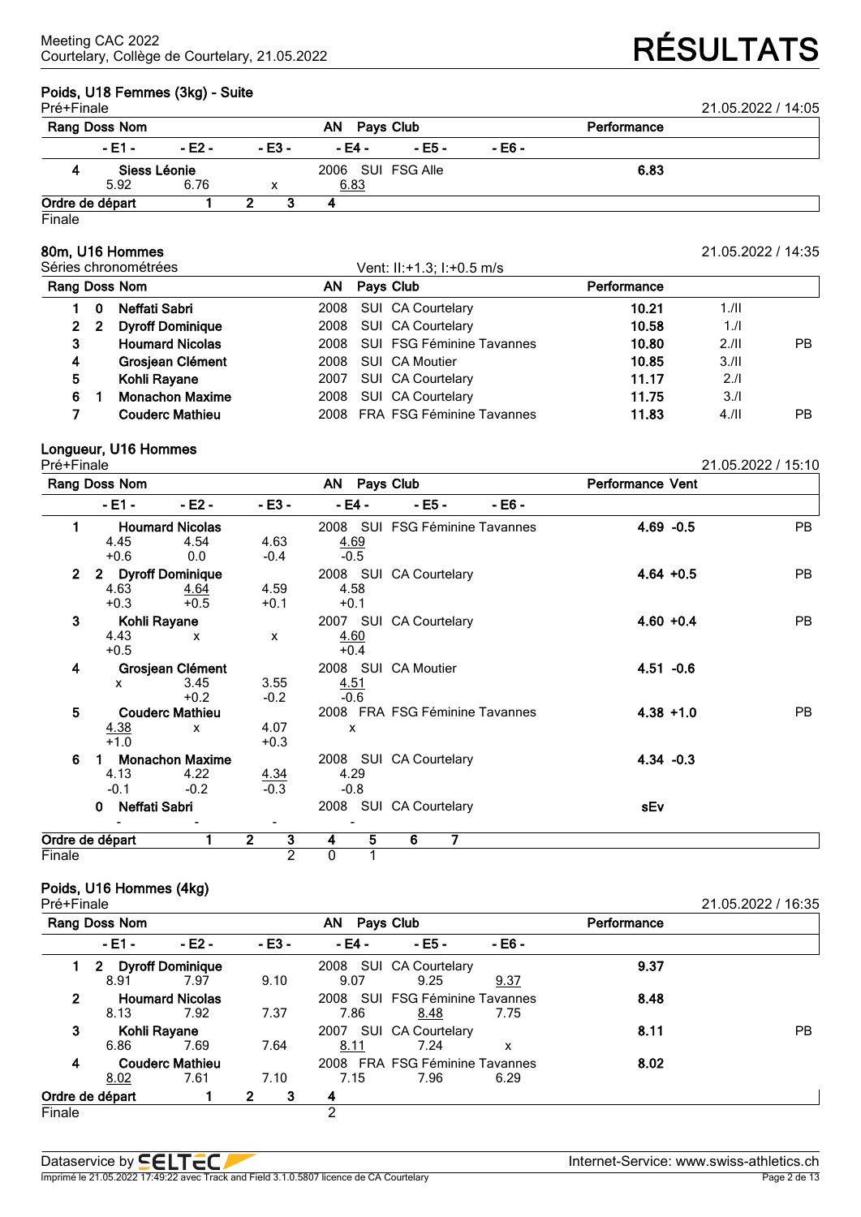## Poids, U18 Femmes (3kg) - Suite

Pré+Finale — 21.05.2022 / 14:05

| Rang | Doss | Nom | AN | Pays | Club | Performance |
|---|---|---|---|---|---|---|
| 4 | | Siess Léonie | 2006 | SUI | FSG Alle | 6.83 |

| | - E1 - | - E2 - | - E3 - | - E4 - | - E5 - | - E6 - |
|---|---|---|---|---|---|---|
| Siess Léonie | 5.92 | 6.76 | x | 6.83 | | |

| Ordre de départ | 1 | 2 | 3 | 4 |
|---|---|---|---|---|
| Finale | | | | |

## 80m, U16 Hommes

Séries chronométrées — Vent: II:+1.3; I:+0.5 m/s — 21.05.2022 / 14:35

| Rang | Doss | Nom | AN | Pays | Club | Performance | | |
|---|---|---|---|---|---|---|---|---|
| 1 | 0 | Neffati Sabri | 2008 | SUI | CA Courtelary | 10.21 | 1./II | |
| 2 | 2 | Dyroff Dominique | 2008 | SUI | CA Courtelary | 10.58 | 1./I | |
| 3 | | Houmard Nicolas | 2008 | SUI | FSG Féminine Tavannes | 10.80 | 2./II | PB |
| 4 | | Grosjean Clément | 2008 | SUI | CA Moutier | 10.85 | 3./II | |
| 5 | | Kohli Rayane | 2007 | SUI | CA Courtelary | 11.17 | 2./I | |
| 6 | 1 | Monachon Maxime | 2008 | SUI | CA Courtelary | 11.75 | 3./I | |
| 7 | | Couderc Mathieu | 2008 | FRA | FSG Féminine Tavannes | 11.83 | 4./II | PB |

## Longueur, U16 Hommes

Pré+Finale — 21.05.2022 / 15:10

| Rang | Doss | Nom | AN | Pays | Club | Performance | Vent | |
|---|---|---|---|---|---|---|---|---|
| 1 | | Houmard Nicolas | 2008 | SUI | FSG Féminine Tavannes | 4.69 | -0.5 | PB |
| 2 | 2 | Dyroff Dominique | 2008 | SUI | CA Courtelary | 4.64 | +0.5 | PB |
| 3 | | Kohli Rayane | 2007 | SUI | CA Courtelary | 4.60 | +0.4 | PB |
| 4 | | Grosjean Clément | 2008 | SUI | CA Moutier | 4.51 | -0.6 | |
| 5 | | Couderc Mathieu | 2008 | FRA | FSG Féminine Tavannes | 4.38 | +1.0 | PB |
| 6 | 1 | Monachon Maxime | 2008 | SUI | CA Courtelary | 4.34 | -0.3 | |
| | 0 | Neffati Sabri | 2008 | SUI | CA Courtelary | sEv | | |

| | - E1 - | - E2 - | - E3 - | - E4 - | - E5 - | - E6 - |
|---|---|---|---|---|---|---|
| Houmard Nicolas | 4.45 (+0.6) | 4.54 (0.0) | 4.63 (-0.4) | 4.69 (-0.5) | | |
| Dyroff Dominique | 4.63 (+0.3) | 4.64 (+0.5) | 4.59 (+0.1) | 4.58 (+0.1) | | |
| Kohli Rayane | 4.43 (+0.5) | x | x | 4.60 (+0.4) | | |
| Grosjean Clément | x | 3.45 (+0.2) | 3.55 (-0.2) | 4.51 (-0.6) | | |
| Couderc Mathieu | 4.38 (+1.0) | x | 4.07 (+0.3) | x | | |
| Monachon Maxime | 4.13 (-0.1) | 4.22 (-0.2) | 4.34 (-0.3) | 4.29 (-0.8) | | |
| Neffati Sabri | - | - | - | - | | |

| Ordre de départ | 1 | 2 | 3 | 4 | 5 | 6 | 7 |
|---|---|---|---|---|---|---|---|
| Finale | | | 2 | 0 | 1 | | |

## Poids, U16 Hommes (4kg)

Pré+Finale — 21.05.2022 / 16:35

| Rang | Doss | Nom | AN | Pays | Club | Performance | |
|---|---|---|---|---|---|---|---|
| 1 | 2 | Dyroff Dominique | 2008 | SUI | CA Courtelary | 9.37 | |
| 2 | | Houmard Nicolas | 2008 | SUI | FSG Féminine Tavannes | 8.48 | |
| 3 | | Kohli Rayane | 2007 | SUI | CA Courtelary | 8.11 | PB |
| 4 | | Couderc Mathieu | 2008 | FRA | FSG Féminine Tavannes | 8.02 | |

| | - E1 - | - E2 - | - E3 - | - E4 - | - E5 - | - E6 - |
|---|---|---|---|---|---|---|
| Dyroff Dominique | 8.91 | 7.97 | 9.10 | 9.07 | 9.25 | 9.37 |
| Houmard Nicolas | 8.13 | 7.92 | 7.37 | 7.86 | 8.48 | 7.75 |
| Kohli Rayane | 6.86 | 7.69 | 7.64 | 8.11 | 7.24 | x |
| Couderc Mathieu | 8.02 | 7.61 | 7.10 | 7.15 | 7.96 | 6.29 |

| Ordre de départ | 1 | 2 | 3 | 4 |
|---|---|---|---|---|
| Finale | | | | 2 |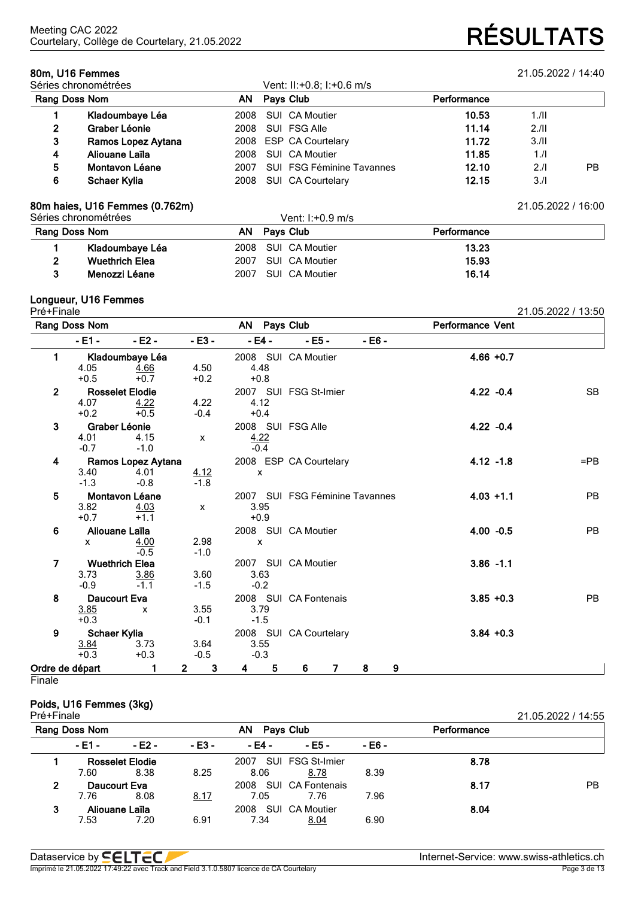Meeting CAC 2022
Courtelary, Collège de Courtelary, 21.05.2022

# RÉSULTATS

## 80m, U16 Femmes

21.05.2022 / 14:40

Séries chronométrées — Vent: II:+0.8; I:+0.6 m/s

| Rang | Doss | Nom | AN | Pays | Club | Performance | | |
|---|---|---|---|---|---|---|---|---|
| 1 | | Kladoumbaye Léa | 2008 | SUI | CA Moutier | 10.53 | 1./II | |
| 2 | | Graber Léonie | 2008 | SUI | FSG Alle | 11.14 | 2./II | |
| 3 | | Ramos Lopez Aytana | 2008 | ESP | CA Courtelary | 11.72 | 3./II | |
| 4 | | Aliouane Laïla | 2008 | SUI | CA Moutier | 11.85 | 1./I | |
| 5 | | Montavon Léane | 2007 | SUI | FSG Féminine Tavannes | 12.10 | 2./I | PB |
| 6 | | Schaer Kylia | 2008 | SUI | CA Courtelary | 12.15 | 3./I | |

## 80m haies, U16 Femmes (0.762m)

21.05.2022 / 16:00

Séries chronométrées — Vent: I:+0.9 m/s

| Rang | Doss | Nom | AN | Pays | Club | Performance |
|---|---|---|---|---|---|---|
| 1 | | Kladoumbaye Léa | 2008 | SUI | CA Moutier | 13.23 |
| 2 | | Wuethrich Elea | 2007 | SUI | CA Moutier | 15.93 |
| 3 | | Menozzi Léane | 2007 | SUI | CA Moutier | 16.14 |

## Longueur, U16 Femmes

Pré+Finale — 21.05.2022 / 13:50

| Rang | Nom | AN | Pays | Club | - E1 - | - E2 - | - E3 - | - E4 - | - E5 - | - E6 - | Performance | Vent | |
|---|---|---|---|---|---|---|---|---|---|---|---|---|---|
| 1 | Kladoumbaye Léa | 2008 | SUI | CA Moutier | 4.05 (+0.5) | 4.66 (+0.7) | 4.50 (+0.2) | 4.48 (+0.8) | | | 4.66 | +0.7 | |
| 2 | Rosselet Elodie | 2007 | SUI | FSG St-Imier | 4.07 (+0.2) | 4.22 (+0.5) | 4.22 (-0.4) | 4.12 (+0.4) | | | 4.22 | -0.4 | SB |
| 3 | Graber Léonie | 2008 | SUI | FSG Alle | 4.01 (-0.7) | 4.15 (-1.0) | x | 4.22 (-0.4) | | | 4.22 | -0.4 | |
| 4 | Ramos Lopez Aytana | 2008 | ESP | CA Courtelary | 3.40 (-1.3) | 4.01 (-0.8) | 4.12 (-1.8) | x | | | 4.12 | -1.8 | =PB |
| 5 | Montavon Léane | 2007 | SUI | FSG Féminine Tavannes | 3.82 (+0.7) | 4.03 (+1.1) | x | 3.95 (+0.9) | | | 4.03 | +1.1 | PB |
| 6 | Aliouane Laïla | 2008 | SUI | CA Moutier | x | 4.00 (-0.5) | 2.98 (-1.0) | x | | | 4.00 | -0.5 | PB |
| 7 | Wuethrich Elea | 2007 | SUI | CA Moutier | 3.73 (-0.9) | 3.86 (-1.1) | 3.60 (-1.5) | 3.63 (-0.2) | | | 3.86 | -1.1 | |
| 8 | Daucourt Eva | 2008 | SUI | CA Fontenais | 3.85 (+0.3) | x | 3.55 (-0.1) | 3.79 (-1.5) | | | 3.85 | +0.3 | PB |
| 9 | Schaer Kylia | 2008 | SUI | CA Courtelary | 3.84 (+0.3) | 3.73 (+0.3) | 3.64 (-0.5) | 3.55 (-0.3) | | | 3.84 | +0.3 | |

Ordre de départ: 1 2 3 4 5 6 7 8 9

Finale

## Poids, U16 Femmes (3kg)

Pré+Finale — 21.05.2022 / 14:55

| Rang | Nom | AN | Pays | Club | - E1 - | - E2 - | - E3 - | - E4 - | - E5 - | - E6 - | Performance | |
|---|---|---|---|---|---|---|---|---|---|---|---|---|
| 1 | Rosselet Elodie | 2007 | SUI | FSG St-Imier | 7.60 | 8.38 | 8.25 | 8.06 | 8.78 | 8.39 | 8.78 | |
| 2 | Daucourt Eva | 2008 | SUI | CA Fontenais | 7.76 | 8.08 | 8.17 | 7.05 | 7.76 | 7.96 | 8.17 | PB |
| 3 | Aliouane Laïla | 2008 | SUI | CA Moutier | 7.53 | 7.20 | 6.91 | 7.34 | 8.04 | 6.90 | 8.04 | |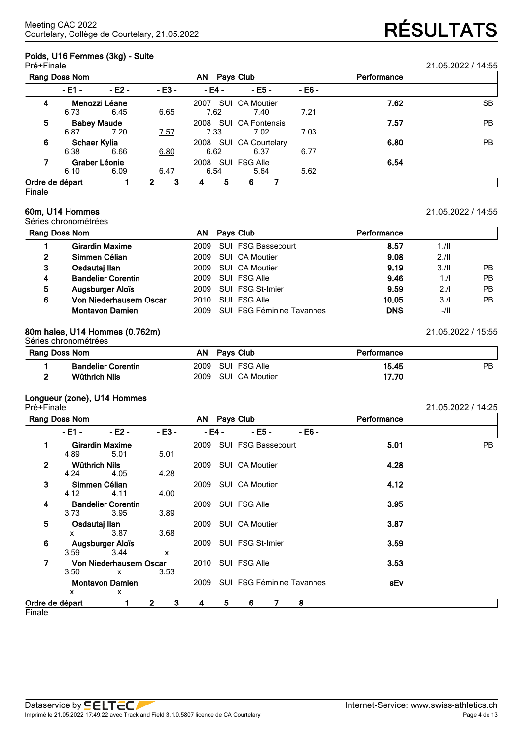## Poids, U16 Femmes (3kg) - Suite

Pré+Finale — 21.05.2022 / 14:55

| Rang | Doss | Nom | AN | Pays | Club | - E1 - | - E2 - | - E3 - | - E4 - | - E5 - | - E6 - | Performance | |
|---|---|---|---|---|---|---|---|---|---|---|---|---|---|
| 4 | | Menozzi Léane | 2007 | SUI | CA Moutier | 6.73 | 6.45 | 6.65 | 7.62 | 7.40 | 7.21 | 7.62 | SB |
| 5 | | Babey Maude | 2008 | SUI | CA Fontenais | 6.87 | 7.20 | 7.57 | 7.33 | 7.02 | 7.03 | 7.57 | PB |
| 6 | | Schaer Kylia | 2008 | SUI | CA Courtelary | 6.38 | 6.66 | 6.80 | 6.62 | 6.37 | 6.77 | 6.80 | PB |
| 7 | | Graber Léonie | 2008 | SUI | FSG Alle | 6.10 | 6.09 | 6.47 | 6.54 | 5.64 | 5.62 | 6.54 | |

Ordre de départ: 1 2 3 4 5 6 7

Finale

## 60m, U14 Hommes

Séries chronométrées — 21.05.2022 / 14:55

| Rang | Doss | Nom | AN | Pays | Club | Performance | | |
|---|---|---|---|---|---|---|---|---|
| 1 | | Girardin Maxime | 2009 | SUI | FSG Bassecourt | 8.57 | 1./II | |
| 2 | | Simmen Célian | 2009 | SUI | CA Moutier | 9.08 | 2./II | |
| 3 | | Osdautaj Ilan | 2009 | SUI | CA Moutier | 9.19 | 3./II | PB |
| 4 | | Bandelier Corentin | 2009 | SUI | FSG Alle | 9.46 | 1./I | PB |
| 5 | | Augsburger Aloïs | 2009 | SUI | FSG St-Imier | 9.59 | 2./I | PB |
| 6 | | Von Niederhausern Oscar | 2010 | SUI | FSG Alle | 10.05 | 3./I | PB |
| | | Montavon Damien | 2009 | SUI | FSG Féminine Tavannes | DNS | -/II | |

## 80m haies, U14 Hommes (0.762m)

Séries chronométrées — 21.05.2022 / 15:55

| Rang | Doss | Nom | AN | Pays | Club | Performance | |
|---|---|---|---|---|---|---|---|
| 1 | | Bandelier Corentin | 2009 | SUI | FSG Alle | 15.45 | PB |
| 2 | | Wüthrich Nils | 2009 | SUI | CA Moutier | 17.70 | |

## Longueur (zone), U14 Hommes

Pré+Finale — 21.05.2022 / 14:25

| Rang | Doss | Nom | AN | Pays | Club | - E1 - | - E2 - | - E3 - | - E4 - | - E5 - | - E6 - | Performance | |
|---|---|---|---|---|---|---|---|---|---|---|---|---|---|
| 1 | | Girardin Maxime | 2009 | SUI | FSG Bassecourt | 4.89 | 5.01 | 5.01 | | | | 5.01 | PB |
| 2 | | Wüthrich Nils | 2009 | SUI | CA Moutier | 4.24 | 4.05 | 4.28 | | | | 4.28 | |
| 3 | | Simmen Célian | 2009 | SUI | CA Moutier | 4.12 | 4.11 | 4.00 | | | | 4.12 | |
| 4 | | Bandelier Corentin | 2009 | SUI | FSG Alle | 3.73 | 3.95 | 3.89 | | | | 3.95 | |
| 5 | | Osdautaj Ilan | 2009 | SUI | CA Moutier | x | 3.87 | 3.68 | | | | 3.87 | |
| 6 | | Augsburger Aloïs | 2009 | SUI | FSG St-Imier | 3.59 | 3.44 | x | | | | 3.59 | |
| 7 | | Von Niederhausern Oscar | 2010 | SUI | FSG Alle | 3.50 | x | 3.53 | | | | 3.53 | |
| | | Montavon Damien | 2009 | SUI | FSG Féminine Tavannes | x | x | | | | | sEv | |

Ordre de départ: 1 2 3 4 5 6 7 8

Finale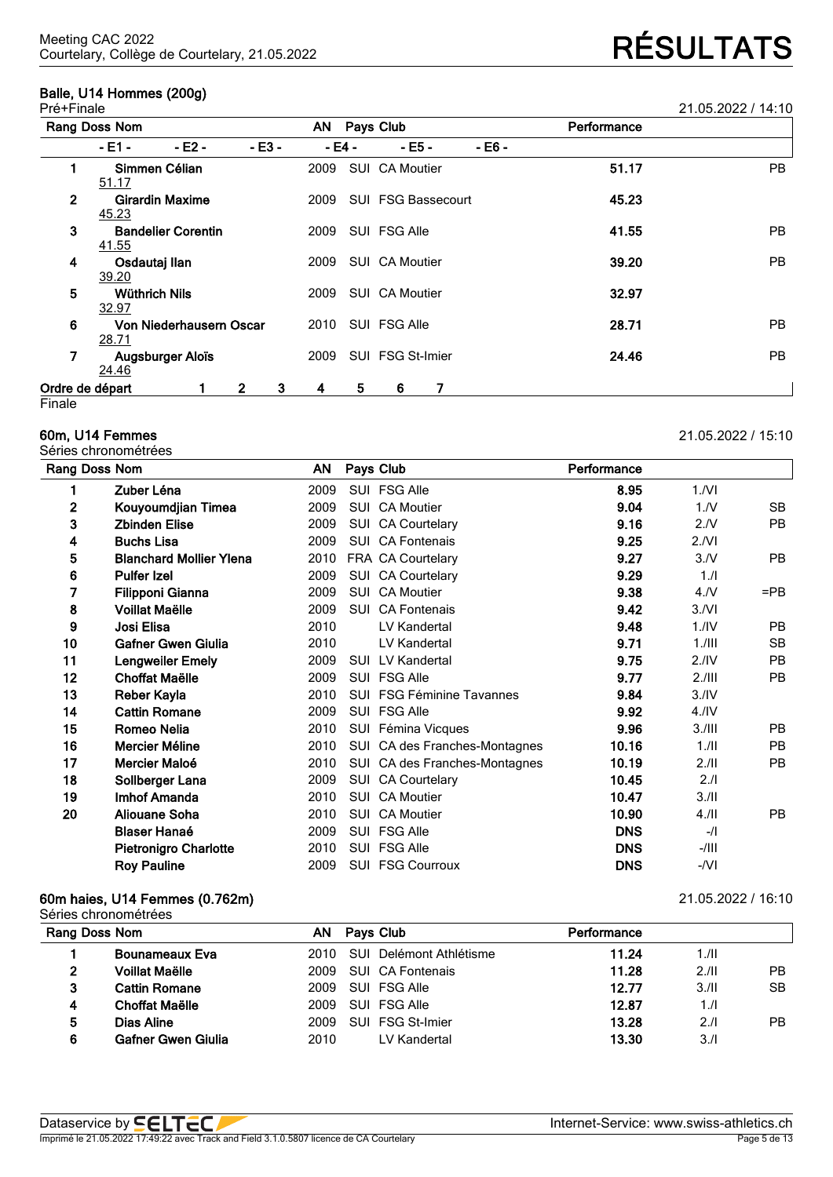Meeting CAC 2022
Courtelary, Collège de Courtelary, 21.05.2022

# RÉSULTATS

### Balle, U14 Hommes (200g)

Pré+Finale — 21.05.2022 / 14:10

| Rang | Doss | Nom | AN | Pays | Club | Performance | |
|---|---|---|---|---|---|---|---|
| | | - E1 - / - E2 - / - E3 - / - E4 - / - E5 - / - E6 - | | | | | |
| 1 | | **Simmen Célian** | 2009 | SUI | CA Moutier | **51.17** | PB |
| | | 51.17 | | | | | |
| 2 | | **Girardin Maxime** | 2009 | SUI | FSG Bassecourt | **45.23** | |
| | | 45.23 | | | | | |
| 3 | | **Bandelier Corentin** | 2009 | SUI | FSG Alle | **41.55** | PB |
| | | 41.55 | | | | | |
| 4 | | **Osdautaj Ilan** | 2009 | SUI | CA Moutier | **39.20** | PB |
| | | 39.20 | | | | | |
| 5 | | **Wüthrich Nils** | 2009 | SUI | CA Moutier | **32.97** | |
| | | 32.97 | | | | | |
| 6 | | **Von Niederhausern Oscar** | 2010 | SUI | FSG Alle | **28.71** | PB |
| | | 28.71 | | | | | |
| 7 | | **Augsburger Aloïs** | 2009 | SUI | FSG St-Imier | **24.46** | PB |
| | | 24.46 | | | | | |

Ordre de départ 1 2 3 4 5 6 7
Finale

### 60m, U14 Femmes

Séries chronométrées — 21.05.2022 / 15:10

| Rang | Doss | Nom | AN | Pays | Club | Performance | | |
|---|---|---|---|---|---|---|---|---|
| 1 | | **Zuber Léna** | 2009 | SUI | FSG Alle | **8.95** | 1./VI | |
| 2 | | **Kouyoumdjian Timea** | 2009 | SUI | CA Moutier | **9.04** | 1./V | SB |
| 3 | | **Zbinden Elise** | 2009 | SUI | CA Courtelary | **9.16** | 2./V | PB |
| 4 | | **Buchs Lisa** | 2009 | SUI | CA Fontenais | **9.25** | 2./VI | |
| 5 | | **Blanchard Mollier Ylena** | 2010 | FRA | CA Courtelary | **9.27** | 3./V | PB |
| 6 | | **Pulfer Izel** | 2009 | SUI | CA Courtelary | **9.29** | 1./I | |
| 7 | | **Filipponi Gianna** | 2009 | SUI | CA Moutier | **9.38** | 4./V | =PB |
| 8 | | **Voillat Maëlle** | 2009 | SUI | CA Fontenais | **9.42** | 3./VI | |
| 9 | | **Josi Elisa** | 2010 | | LV Kandertal | **9.48** | 1./IV | PB |
| 10 | | **Gafner Gwen Giulia** | 2010 | | LV Kandertal | **9.71** | 1./III | SB |
| 11 | | **Lengweiler Emely** | 2009 | SUI | LV Kandertal | **9.75** | 2./IV | PB |
| 12 | | **Choffat Maëlle** | 2009 | SUI | FSG Alle | **9.77** | 2./III | PB |
| 13 | | **Reber Kayla** | 2010 | SUI | FSG Féminine Tavannes | **9.84** | 3./IV | |
| 14 | | **Cattin Romane** | 2009 | SUI | FSG Alle | **9.92** | 4./IV | |
| 15 | | **Romeo Nelia** | 2010 | SUI | Fémina Vicques | **9.96** | 3./III | PB |
| 16 | | **Mercier Méline** | 2010 | SUI | CA des Franches-Montagnes | **10.16** | 1./II | PB |
| 17 | | **Mercier Maloé** | 2010 | SUI | CA des Franches-Montagnes | **10.19** | 2./II | PB |
| 18 | | **Sollberger Lana** | 2009 | SUI | CA Courtelary | **10.45** | 2./I | |
| 19 | | **Imhof Amanda** | 2010 | SUI | CA Moutier | **10.47** | 3./II | |
| 20 | | **Aliouane Soha** | 2010 | SUI | CA Moutier | **10.90** | 4./II | PB |
| | | **Blaser Hanaé** | 2009 | SUI | FSG Alle | **DNS** | -/I | |
| | | **Pietronigro Charlotte** | 2010 | SUI | FSG Alle | **DNS** | -/III | |
| | | **Roy Pauline** | 2009 | SUI | FSG Courroux | **DNS** | -/VI | |

### 60m haies, U14 Femmes (0.762m)

Séries chronométrées — 21.05.2022 / 16:10

| Rang | Doss | Nom | AN | Pays | Club | Performance | | |
|---|---|---|---|---|---|---|---|---|
| 1 | | **Bounameaux Eva** | 2010 | SUI | Delémont Athlétisme | **11.24** | 1./II | |
| 2 | | **Voillat Maëlle** | 2009 | SUI | CA Fontenais | **11.28** | 2./II | PB |
| 3 | | **Cattin Romane** | 2009 | SUI | FSG Alle | **12.77** | 3./II | SB |
| 4 | | **Choffat Maëlle** | 2009 | SUI | FSG Alle | **12.87** | 1./I | |
| 5 | | **Dias Aline** | 2009 | SUI | FSG St-Imier | **13.28** | 2./I | PB |
| 6 | | **Gafner Gwen Giulia** | 2010 | | LV Kandertal | **13.30** | 3./I | |

Dataservice by SELTEC — Internet-Service: www.swiss-athletics.ch
Imprimé le 21.05.2022 17:49:22 avec Track and Field 3.1.0.5807 licence de CA Courtelary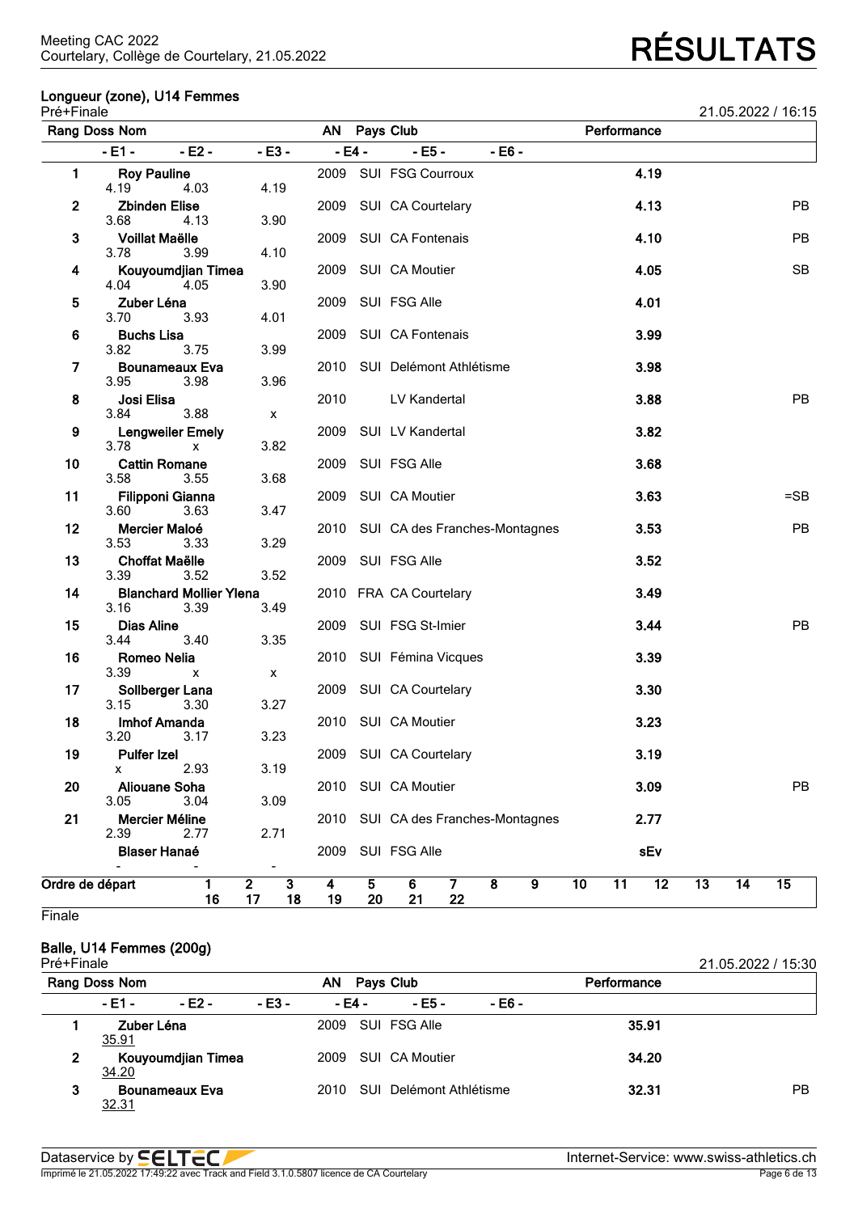Meeting CAC 2022
Courtelary, Collège de Courtelary, 21.05.2022

# RÉSULTATS

## Longueur (zone), U14 Femmes

Pré+Finale — 21.05.2022 / 16:15

| Rang | Doss | Nom | AN | Pays | Club | Performance | |
|---|---|---|---|---|---|---|---|
| | | - E1 - / - E2 - / - E3 - / - E4 - / - E5 - / - E6 - | | | | | |
| 1 | | Roy Pauline | 2009 | SUI | FSG Courroux | 4.19 | |
| | | 4.19 / 4.03 / 4.19 | | | | | |
| 2 | | Zbinden Elise | 2009 | SUI | CA Courtelary | 4.13 | PB |
| | | 3.68 / 4.13 / 3.90 | | | | | |
| 3 | | Voillat Maëlle | 2009 | SUI | CA Fontenais | 4.10 | PB |
| | | 3.78 / 3.99 / 4.10 | | | | | |
| 4 | | Kouyoumdjian Timea | 2009 | SUI | CA Moutier | 4.05 | SB |
| | | 4.04 / 4.05 / 3.90 | | | | | |
| 5 | | Zuber Léna | 2009 | SUI | FSG Alle | 4.01 | |
| | | 3.70 / 3.93 / 4.01 | | | | | |
| 6 | | Buchs Lisa | 2009 | SUI | CA Fontenais | 3.99 | |
| | | 3.82 / 3.75 / 3.99 | | | | | |
| 7 | | Bounameaux Eva | 2010 | SUI | Delémont Athlétisme | 3.98 | |
| | | 3.95 / 3.98 / 3.96 | | | | | |
| 8 | | Josi Elisa | 2010 | | LV Kandertal | 3.88 | PB |
| | | 3.84 / 3.88 / x | | | | | |
| 9 | | Lengweiler Emely | 2009 | SUI | LV Kandertal | 3.82 | |
| | | 3.78 / x / 3.82 | | | | | |
| 10 | | Cattin Romane | 2009 | SUI | FSG Alle | 3.68 | |
| | | 3.58 / 3.55 / 3.68 | | | | | |
| 11 | | Filipponi Gianna | 2009 | SUI | CA Moutier | 3.63 | =SB |
| | | 3.60 / 3.63 / 3.47 | | | | | |
| 12 | | Mercier Maloé | 2010 | SUI | CA des Franches-Montagnes | 3.53 | PB |
| | | 3.53 / 3.33 / 3.29 | | | | | |
| 13 | | Choffat Maëlle | 2009 | SUI | FSG Alle | 3.52 | |
| | | 3.39 / 3.52 / 3.52 | | | | | |
| 14 | | Blanchard Mollier Ylena | 2010 | FRA | CA Courtelary | 3.49 | |
| | | 3.16 / 3.39 / 3.49 | | | | | |
| 15 | | Dias Aline | 2009 | SUI | FSG St-Imier | 3.44 | PB |
| | | 3.44 / 3.40 / 3.35 | | | | | |
| 16 | | Romeo Nelia | 2010 | SUI | Fémina Vicques | 3.39 | |
| | | 3.39 / x / x | | | | | |
| 17 | | Sollberger Lana | 2009 | SUI | CA Courtelary | 3.30 | |
| | | 3.15 / 3.30 / 3.27 | | | | | |
| 18 | | Imhof Amanda | 2010 | SUI | CA Moutier | 3.23 | |
| | | 3.20 / 3.17 / 3.23 | | | | | |
| 19 | | Pulfer Izel | 2009 | SUI | CA Courtelary | 3.19 | |
| | | x / 2.93 / 3.19 | | | | | |
| 20 | | Aliouane Soha | 2010 | SUI | CA Moutier | 3.09 | PB |
| | | 3.05 / 3.04 / 3.09 | | | | | |
| 21 | | Mercier Méline | 2010 | SUI | CA des Franches-Montagnes | 2.77 | |
| | | 2.39 / 2.77 / 2.71 | | | | | |
| | | Blaser Hanaé | 2009 | SUI | FSG Alle | sEv | |
| | | - / - / - | | | | | |

| Ordre de départ | 1 | 2 | 3 | 4 | 5 | 6 | 7 | 8 | 9 | 10 | 11 | 12 | 13 | 14 | 15 |
|---|---|---|---|---|---|---|---|---|---|---|---|---|---|---|---|
| | 16 | 17 | 18 | 19 | 20 | 21 | 22 | | | | | | | | |

Finale

## Balle, U14 Femmes (200g)

Pré+Finale — 21.05.2022 / 15:30

| Rang | Doss | Nom | AN | Pays | Club | Performance | |
|---|---|---|---|---|---|---|---|
| | | - E1 - / - E2 - / - E3 - / - E4 - / - E5 - / - E6 - | | | | | |
| 1 | | Zuber Léna | 2009 | SUI | FSG Alle | 35.91 | |
| | | 35.91 | | | | | |
| 2 | | Kouyoumdjian Timea | 2009 | SUI | CA Moutier | 34.20 | |
| | | 34.20 | | | | | |
| 3 | | Bounameaux Eva | 2010 | SUI | Delémont Athlétisme | 32.31 | PB |
| | | 32.31 | | | | | |

Dataservice by SELTEC — Internet-Service: www.swiss-athletics.ch

Imprimé le 21.05.2022 17:49:22 avec Track and Field 3.1.0.5807 licence de CA Courtelary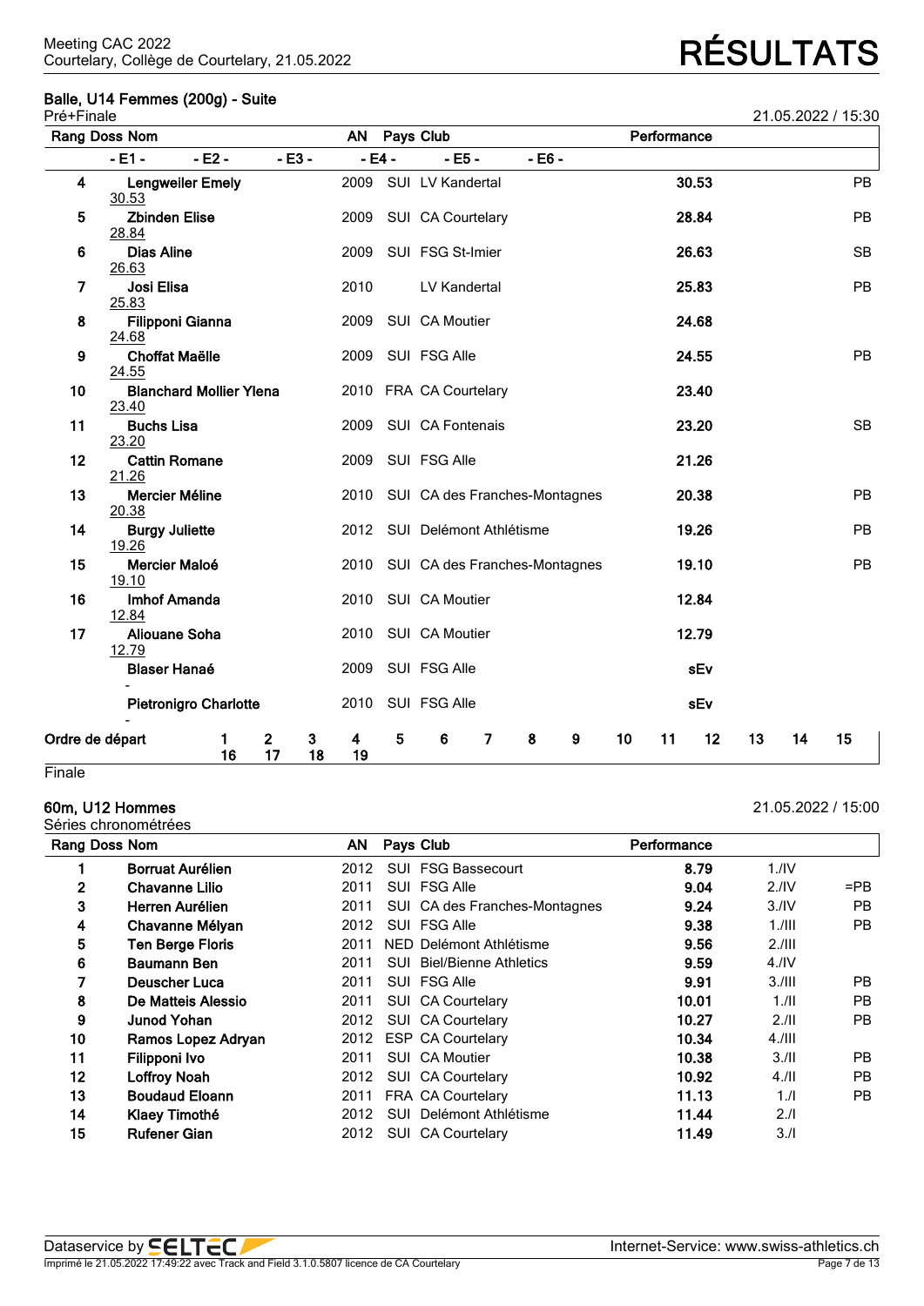Meeting CAC 2022
Courtelary, Collège de Courtelary, 21.05.2022

# RÉSULTATS

### Balle, U14 Femmes (200g) - Suite

Pré+Finale — 21.05.2022 / 15:30

| Rang | Doss | Nom | AN | Pays | Club | Performance | |
|---|---|---|---|---|---|---|---|
| | | - E1 - / - E2 - / - E3 - / - E4 - / - E5 - / - E6 - | | | | | |
| 4 | | Lengweiler Emely | 2009 | SUI | LV Kandertal | 30.53 | PB |
| | | 30.53 | | | | | |
| 5 | | Zbinden Elise | 2009 | SUI | CA Courtelary | 28.84 | PB |
| | | 28.84 | | | | | |
| 6 | | Dias Aline | 2009 | SUI | FSG St-Imier | 26.63 | SB |
| | | 26.63 | | | | | |
| 7 | | Josi Elisa | 2010 | | LV Kandertal | 25.83 | PB |
| | | 25.83 | | | | | |
| 8 | | Filipponi Gianna | 2009 | SUI | CA Moutier | 24.68 | |
| | | 24.68 | | | | | |
| 9 | | Choffat Maëlle | 2009 | SUI | FSG Alle | 24.55 | PB |
| | | 24.55 | | | | | |
| 10 | | Blanchard Mollier Ylena | 2010 | FRA | CA Courtelary | 23.40 | |
| | | 23.40 | | | | | |
| 11 | | Buchs Lisa | 2009 | SUI | CA Fontenais | 23.20 | SB |
| | | 23.20 | | | | | |
| 12 | | Cattin Romane | 2009 | SUI | FSG Alle | 21.26 | |
| | | 21.26 | | | | | |
| 13 | | Mercier Méline | 2010 | SUI | CA des Franches-Montagnes | 20.38 | PB |
| | | 20.38 | | | | | |
| 14 | | Burgy Juliette | 2012 | SUI | Delémont Athlétisme | 19.26 | PB |
| | | 19.26 | | | | | |
| 15 | | Mercier Maloé | 2010 | SUI | CA des Franches-Montagnes | 19.10 | PB |
| | | 19.10 | | | | | |
| 16 | | Imhof Amanda | 2010 | SUI | CA Moutier | 12.84 | |
| | | 12.84 | | | | | |
| 17 | | Aliouane Soha | 2010 | SUI | CA Moutier | 12.79 | |
| | | 12.79 | | | | | |
| | | Blaser Hanaé | 2009 | SUI | FSG Alle | sEv | |
| | | - | | | | | |
| | | Pietronigro Charlotte | 2010 | SUI | FSG Alle | sEv | |
| | | - | | | | | |

Ordre de départ: 1 2 3 4 5 6 7 8 9 10 11 12 13 14 15 16 17 18 19

Finale

### 60m, U12 Hommes

Séries chronométrées — 21.05.2022 / 15:00

| Rang | Doss | Nom | AN | Pays | Club | Performance | | |
|---|---|---|---|---|---|---|---|---|
| 1 | | Borruat Aurélien | 2012 | SUI | FSG Bassecourt | 8.79 | 1./IV | |
| 2 | | Chavanne Lilio | 2011 | SUI | FSG Alle | 9.04 | 2./IV | =PB |
| 3 | | Herren Aurélien | 2011 | SUI | CA des Franches-Montagnes | 9.24 | 3./IV | PB |
| 4 | | Chavanne Mélyan | 2012 | SUI | FSG Alle | 9.38 | 1./III | PB |
| 5 | | Ten Berge Floris | 2011 | NED | Delémont Athlétisme | 9.56 | 2./III | |
| 6 | | Baumann Ben | 2011 | SUI | Biel/Bienne Athletics | 9.59 | 4./IV | |
| 7 | | Deuscher Luca | 2011 | SUI | FSG Alle | 9.91 | 3./III | PB |
| 8 | | De Matteis Alessio | 2011 | SUI | CA Courtelary | 10.01 | 1./II | PB |
| 9 | | Junod Yohan | 2012 | SUI | CA Courtelary | 10.27 | 2./II | PB |
| 10 | | Ramos Lopez Adryan | 2012 | ESP | CA Courtelary | 10.34 | 4./III | |
| 11 | | Filipponi Ivo | 2011 | SUI | CA Moutier | 10.38 | 3./II | PB |
| 12 | | Loffroy Noah | 2012 | SUI | CA Courtelary | 10.92 | 4./II | PB |
| 13 | | Boudaud Eloann | 2011 | FRA | CA Courtelary | 11.13 | 1./I | PB |
| 14 | | Klaey Timothé | 2012 | SUI | Delémont Athlétisme | 11.44 | 2./I | |
| 15 | | Rufener Gian | 2012 | SUI | CA Courtelary | 11.49 | 3./I | |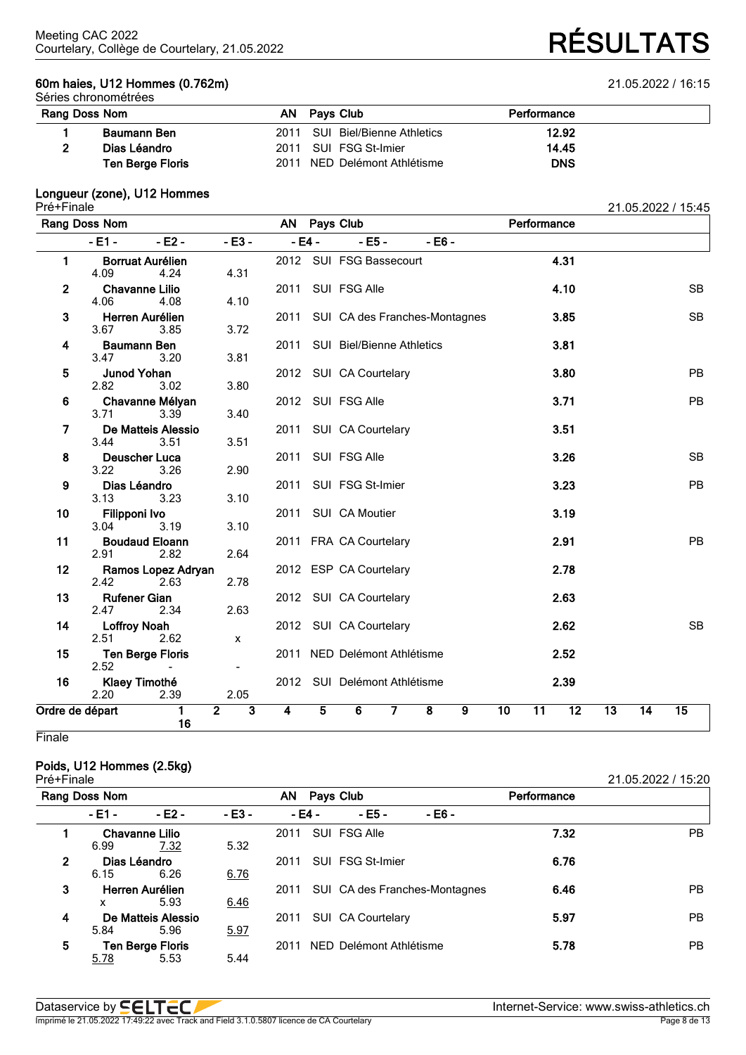Meeting CAC 2022
Courtelary, Collège de Courtelary, 21.05.2022

# RÉSULTATS

### 60m haies, U12 Hommes (0.762m)

21.05.2022 / 16:15

Séries chronométrées

| Rang | Doss | Nom | AN | Pays | Club | Performance |
|---|---|---|---|---|---|---|
| 1 | | Baumann Ben | 2011 | SUI | Biel/Bienne Athletics | 12.92 |
| 2 | | Dias Léandro | 2011 | SUI | FSG St-Imier | 14.45 |
| | | Ten Berge Floris | 2011 | NED | Delémont Athlétisme | DNS |

### Longueur (zone), U12 Hommes

Pré+Finale

21.05.2022 / 15:45

| Rang | Nom | - E1 - | - E2 - | - E3 - | - E4 - | - E5 - | - E6 - | AN | Pays | Club | Performance | |
|---|---|---|---|---|---|---|---|---|---|---|---|---|
| 1 | Borruat Aurélien | 4.09 | 4.24 | 4.31 | | | | 2012 | SUI | FSG Bassecourt | 4.31 | |
| 2 | Chavanne Lilio | 4.06 | 4.08 | 4.10 | | | | 2011 | SUI | FSG Alle | 4.10 | SB |
| 3 | Herren Aurélien | 3.67 | 3.85 | 3.72 | | | | 2011 | SUI | CA des Franches-Montagnes | 3.85 | SB |
| 4 | Baumann Ben | 3.47 | 3.20 | 3.81 | | | | 2011 | SUI | Biel/Bienne Athletics | 3.81 | |
| 5 | Junod Yohan | 2.82 | 3.02 | 3.80 | | | | 2012 | SUI | CA Courtelary | 3.80 | PB |
| 6 | Chavanne Mélyan | 3.71 | 3.39 | 3.40 | | | | 2012 | SUI | FSG Alle | 3.71 | PB |
| 7 | De Matteis Alessio | 3.44 | 3.51 | 3.51 | | | | 2011 | SUI | CA Courtelary | 3.51 | |
| 8 | Deuscher Luca | 3.22 | 3.26 | 2.90 | | | | 2011 | SUI | FSG Alle | 3.26 | SB |
| 9 | Dias Léandro | 3.13 | 3.23 | 3.10 | | | | 2011 | SUI | FSG St-Imier | 3.23 | PB |
| 10 | Filipponi Ivo | 3.04 | 3.19 | 3.10 | | | | 2011 | SUI | CA Moutier | 3.19 | |
| 11 | Boudaud Eloann | 2.91 | 2.82 | 2.64 | | | | 2011 | FRA | CA Courtelary | 2.91 | PB |
| 12 | Ramos Lopez Adryan | 2.42 | 2.63 | 2.78 | | | | 2012 | ESP | CA Courtelary | 2.78 | |
| 13 | Rufener Gian | 2.47 | 2.34 | 2.63 | | | | 2012 | SUI | CA Courtelary | 2.63 | |
| 14 | Loffroy Noah | 2.51 | 2.62 | x | | | | 2012 | SUI | CA Courtelary | 2.62 | SB |
| 15 | Ten Berge Floris | 2.52 | - | - | | | | 2011 | NED | Delémont Athlétisme | 2.52 | |
| 16 | Klaey Timothé | 2.20 | 2.39 | 2.05 | | | | 2012 | SUI | Delémont Athlétisme | 2.39 | |

Ordre de départ: 1 2 3 4 5 6 7 8 9 10 11 12 13 14 15 16

Finale

### Poids, U12 Hommes (2.5kg)

Pré+Finale

21.05.2022 / 15:20

| Rang | Nom | - E1 - | - E2 - | - E3 - | - E4 - | - E5 - | - E6 - | AN | Pays | Club | Performance | |
|---|---|---|---|---|---|---|---|---|---|---|---|---|
| 1 | Chavanne Lilio | 6.99 | 7.32 | 5.32 | | | | 2011 | SUI | FSG Alle | 7.32 | PB |
| 2 | Dias Léandro | 6.15 | 6.26 | 6.76 | | | | 2011 | SUI | FSG St-Imier | 6.76 | |
| 3 | Herren Aurélien | x | 5.93 | 6.46 | | | | 2011 | SUI | CA des Franches-Montagnes | 6.46 | PB |
| 4 | De Matteis Alessio | 5.84 | 5.96 | 5.97 | | | | 2011 | SUI | CA Courtelary | 5.97 | PB |
| 5 | Ten Berge Floris | 5.78 | 5.53 | 5.44 | | | | 2011 | NED | Delémont Athlétisme | 5.78 | PB |

Dataservice by SELTEC — Internet-Service: www.swiss-athletics.ch

Imprimé le 21.05.2022 17:49:22 avec Track and Field 3.1.0.5807 licence de CA Courtelary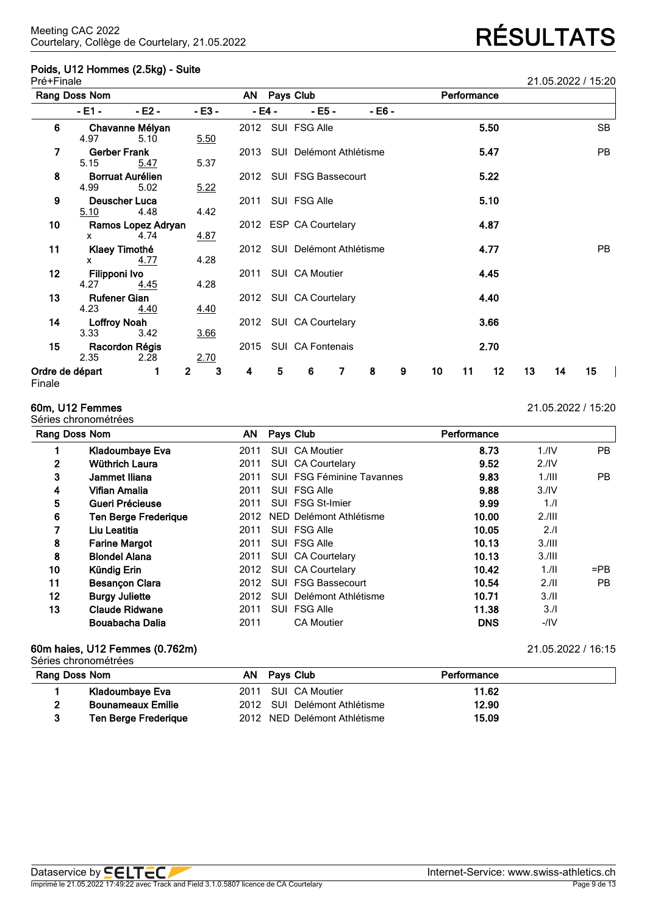## Poids, U12 Hommes (2.5kg) - Suite

Pré+Finale — 21.05.2022 / 15:20

| Rang | Doss | Nom | AN | Pays | Club | Performance | |
|---|---|---|---|---|---|---|---|
| | | - E1 - / - E2 - / - E3 - / - E4 - / - E5 - / - E6 - | | | | | |
| 6 | | Chavanne Mélyan | 2012 | SUI | FSG Alle | 5.50 | SB |
| | | 4.97 / 5.10 / 5.50 | | | | | |
| 7 | | Gerber Frank | 2013 | SUI | Delémont Athlétisme | 5.47 | PB |
| | | 5.15 / 5.47 / 5.37 | | | | | |
| 8 | | Borruat Aurélien | 2012 | SUI | FSG Bassecourt | 5.22 | |
| | | 4.99 / 5.02 / 5.22 | | | | | |
| 9 | | Deuscher Luca | 2011 | SUI | FSG Alle | 5.10 | |
| | | 5.10 / 4.48 / 4.42 | | | | | |
| 10 | | Ramos Lopez Adryan | 2012 | ESP | CA Courtelary | 4.87 | |
| | | x / 4.74 / 4.87 | | | | | |
| 11 | | Klaey Timothé | 2012 | SUI | Delémont Athlétisme | 4.77 | PB |
| | | x / 4.77 / 4.28 | | | | | |
| 12 | | Filipponi Ivo | 2011 | SUI | CA Moutier | 4.45 | |
| | | 4.27 / 4.45 / 4.28 | | | | | |
| 13 | | Rufener Gian | 2012 | SUI | CA Courtelary | 4.40 | |
| | | 4.23 / 4.40 / 4.40 | | | | | |
| 14 | | Loffroy Noah | 2012 | SUI | CA Courtelary | 3.66 | |
| | | 3.33 / 3.42 / 3.66 | | | | | |
| 15 | | Racordon Régis | 2015 | SUI | CA Fontenais | 2.70 | |
| | | 2.35 / 2.28 / 2.70 | | | | | |

Ordre de départ Finale: 1 2 3 4 5 6 7 8 9 10 11 12 13 14 15

## 60m, U12 Femmes

Séries chronométrées — 21.05.2022 / 15:20

| Rang | Doss | Nom | AN | Pays | Club | Performance | | |
|---|---|---|---|---|---|---|---|---|
| 1 | | Kladoumbaye Eva | 2011 | SUI | CA Moutier | 8.73 | 1./IV | PB |
| 2 | | Wüthrich Laura | 2011 | SUI | CA Courtelary | 9.52 | 2./IV | |
| 3 | | Jammet Iliana | 2011 | SUI | FSG Féminine Tavannes | 9.83 | 1./III | PB |
| 4 | | Vifian Amalia | 2011 | SUI | FSG Alle | 9.88 | 3./IV | |
| 5 | | Gueri Précieuse | 2011 | SUI | FSG St-Imier | 9.99 | 1./I | |
| 6 | | Ten Berge Frederique | 2012 | NED | Delémont Athlétisme | 10.00 | 2./III | |
| 7 | | Liu Leatitia | 2011 | SUI | FSG Alle | 10.05 | 2./I | |
| 8 | | Farine Margot | 2011 | SUI | FSG Alle | 10.13 | 3./III | |
| 8 | | Blondel Alana | 2011 | SUI | CA Courtelary | 10.13 | 3./III | |
| 10 | | Kündig Erin | 2012 | SUI | CA Courtelary | 10.42 | 1./II | =PB |
| 11 | | Besançon Clara | 2012 | SUI | FSG Bassecourt | 10.54 | 2./II | PB |
| 12 | | Burgy Juliette | 2012 | SUI | Delémont Athlétisme | 10.71 | 3./II | |
| 13 | | Claude Ridwane | 2011 | SUI | FSG Alle | 11.38 | 3./I | |
| | | Bouabacha Dalia | 2011 | | CA Moutier | DNS | -/IV | |

## 60m haies, U12 Femmes (0.762m)

Séries chronométrées — 21.05.2022 / 16:15

| Rang | Doss | Nom | AN | Pays | Club | Performance |
|---|---|---|---|---|---|---|
| 1 | | Kladoumbaye Eva | 2011 | SUI | CA Moutier | 11.62 |
| 2 | | Bounameaux Emilie | 2012 | SUI | Delémont Athlétisme | 12.90 |
| 3 | | Ten Berge Frederique | 2012 | NED | Delémont Athlétisme | 15.09 |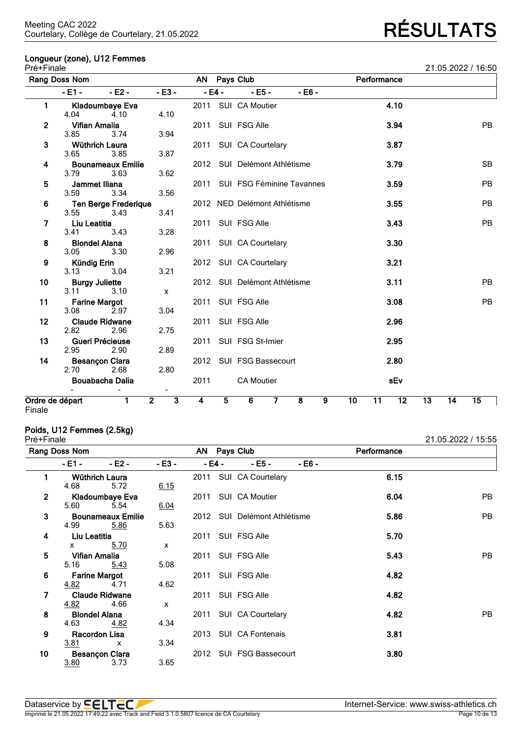Meeting CAC 2022
Courtelary, Collège de Courtelary, 21.05.2022

# RÉSULTATS

## Longueur (zone), U12 Femmes

Pré+Finale — 21.05.2022 / 16:50

| Rang | Doss | Nom | AN | Pays | Club | Performance | |
|---|---|---|---|---|---|---|---|
| | - E1 - | - E2 - | - E3 - | - E4 - | - E5 - | - E6 - | |
| 1 | | Kladoumbaye Eva | 2011 | SUI | CA Moutier | 4.10 | |
| | 4.04 | 4.10 | 4.10 | | | | |
| 2 | | Vifian Amalia | 2011 | SUI | FSG Alle | 3.94 | PB |
| | 3.85 | 3.74 | 3.94 | | | | |
| 3 | | Wüthrich Laura | 2011 | SUI | CA Courtelary | 3.87 | |
| | 3.65 | 3.85 | 3.87 | | | | |
| 4 | | Bounameaux Emilie | 2012 | SUI | Delémont Athlétisme | 3.79 | SB |
| | 3.79 | 3.63 | 3.62 | | | | |
| 5 | | Jammet Iliana | 2011 | SUI | FSG Féminine Tavannes | 3.59 | PB |
| | 3.59 | 3.34 | 3.56 | | | | |
| 6 | | Ten Berge Frederique | 2012 | NED | Delémont Athlétisme | 3.55 | PB |
| | 3.55 | 3.43 | 3.41 | | | | |
| 7 | | Liu Leatitia | 2011 | SUI | FSG Alle | 3.43 | PB |
| | 3.41 | 3.43 | 3.28 | | | | |
| 8 | | Blondel Alana | 2011 | SUI | CA Courtelary | 3.30 | |
| | 3.05 | 3.30 | 2.96 | | | | |
| 9 | | Kündig Erin | 2012 | SUI | CA Courtelary | 3.21 | |
| | 3.13 | 3.04 | 3.21 | | | | |
| 10 | | Burgy Juliette | 2012 | SUI | Delémont Athlétisme | 3.11 | PB |
| | 3.11 | 3.10 | x | | | | |
| 11 | | Farine Margot | 2011 | SUI | FSG Alle | 3.08 | PB |
| | 3.08 | 2.97 | 3.04 | | | | |
| 12 | | Claude Ridwane | 2011 | SUI | FSG Alle | 2.96 | |
| | 2.82 | 2.96 | 2.75 | | | | |
| 13 | | Gueri Précieuse | 2011 | SUI | FSG St-Imier | 2.95 | |
| | 2.95 | 2.90 | 2.89 | | | | |
| 14 | | Besançon Clara | 2012 | SUI | FSG Bassecourt | 2.80 | |
| | 2.70 | 2.68 | 2.80 | | | | |
| | | Bouabacha Dalia | 2011 | | CA Moutier | sEv | |
| | - | - | - | | | | |

Ordre de départ: 1 2 3 4 5 6 7 8 9 10 11 12 13 14 15
Finale

## Poids, U12 Femmes (2.5kg)

Pré+Finale — 21.05.2022 / 15:55

| Rang | Doss | Nom | AN | Pays | Club | Performance | |
|---|---|---|---|---|---|---|---|
| | - E1 - | - E2 - | - E3 - | - E4 - | - E5 - | - E6 - | |
| 1 | | Wüthrich Laura | 2011 | SUI | CA Courtelary | 6.15 | |
| | 4.68 | 5.72 | 6.15 | | | | |
| 2 | | Kladoumbaye Eva | 2011 | SUI | CA Moutier | 6.04 | PB |
| | 5.60 | 5.54 | 6.04 | | | | |
| 3 | | Bounameaux Emilie | 2012 | SUI | Delémont Athlétisme | 5.86 | PB |
| | 4.99 | 5.86 | 5.63 | | | | |
| 4 | | Liu Leatitia | 2011 | SUI | FSG Alle | 5.70 | |
| | x | 5.70 | x | | | | |
| 5 | | Vifian Amalia | 2011 | SUI | FSG Alle | 5.43 | PB |
| | 5.16 | 5.43 | 5.08 | | | | |
| 6 | | Farine Margot | 2011 | SUI | FSG Alle | 4.82 | |
| | 4.82 | 4.71 | 4.62 | | | | |
| 7 | | Claude Ridwane | 2011 | SUI | FSG Alle | 4.82 | |
| | 4.82 | 4.66 | x | | | | |
| 8 | | Blondel Alana | 2011 | SUI | CA Courtelary | 4.82 | PB |
| | 4.63 | 4.82 | 4.34 | | | | |
| 9 | | Racordon Lisa | 2013 | SUI | CA Fontenais | 3.81 | |
| | 3.81 | x | 3.34 | | | | |
| 10 | | Besançon Clara | 2012 | SUI | FSG Bassecourt | 3.80 | |
| | 3.80 | 3.73 | 3.65 | | | | |

Dataservice by SELTEC — Internet-Service: www.swiss-athletics.ch
Imprimé le 21.05.2022 17:49:22 avec Track and Field 3.1.0.5807 licence de CA Courtelary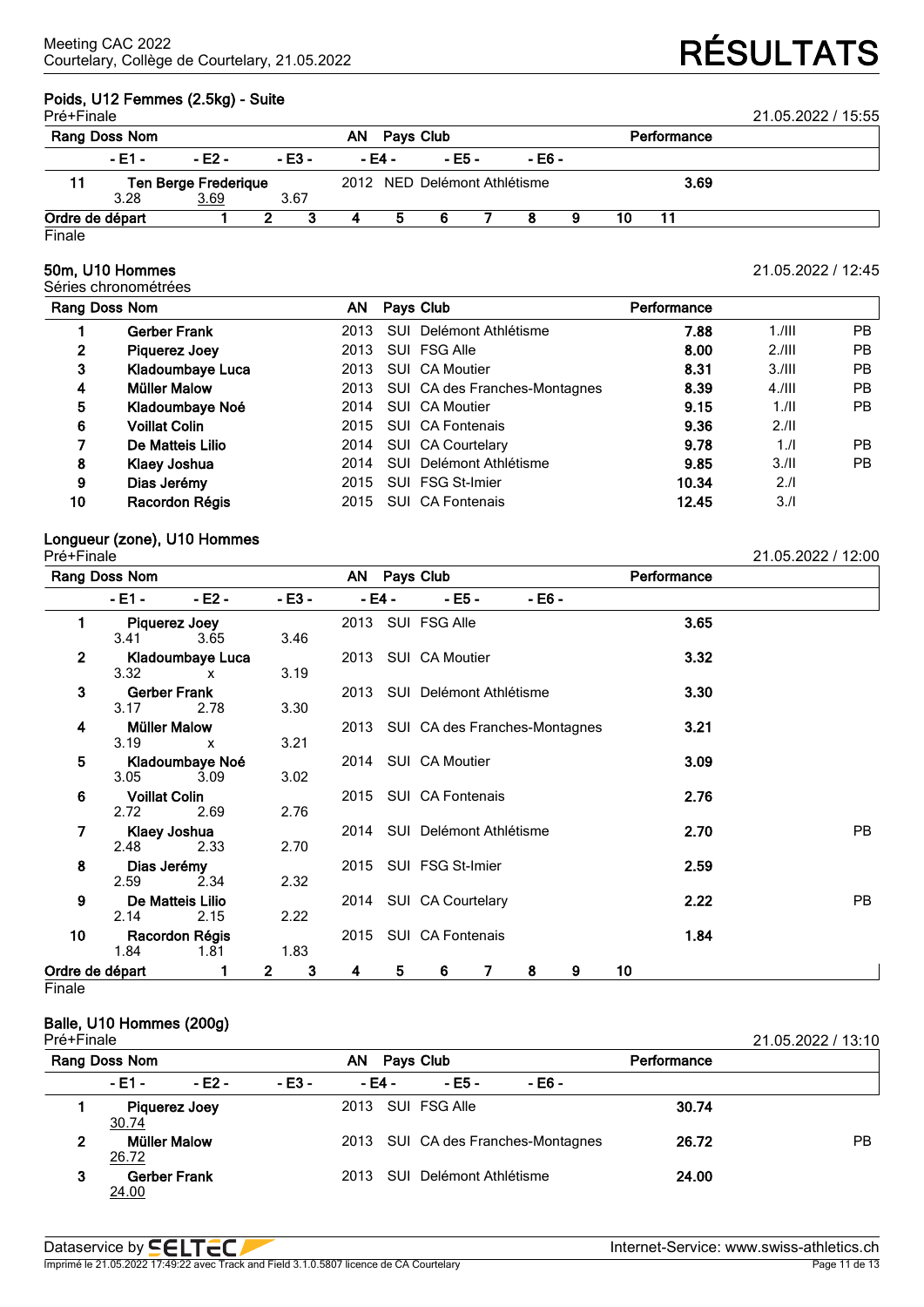Meeting CAC 2022
Courtelary, Collège de Courtelary, 21.05.2022

# RÉSULTATS

## Poids, U12 Femmes (2.5kg) - Suite

Pré+Finale — 21.05.2022 / 15:55

| Rang | Doss | Nom | AN | Pays | Club | Performance |
|---|---|---|---|---|---|---|
| | | - E1 - / - E2 - / - E3 - / - E4 - / - E5 - / - E6 - | | | | |
| 11 | | Ten Berge Frederique | 2012 | NED | Delémont Athlétisme | 3.69 |
| | | 3.28 / 3.69 / 3.67 | | | | |

Ordre de départ: 1 2 3 4 5 6 7 8 9 10 11

Finale

## 50m, U10 Hommes

Séries chronométrées — 21.05.2022 / 12:45

| Rang | Doss | Nom | AN | Pays | Club | Performance | | |
|---|---|---|---|---|---|---|---|---|
| 1 | | Gerber Frank | 2013 | SUI | Delémont Athlétisme | 7.88 | 1./III | PB |
| 2 | | Piquerez Joey | 2013 | SUI | FSG Alle | 8.00 | 2./III | PB |
| 3 | | Kladoumbaye Luca | 2013 | SUI | CA Moutier | 8.31 | 3./III | PB |
| 4 | | Müller Malow | 2013 | SUI | CA des Franches-Montagnes | 8.39 | 4./III | PB |
| 5 | | Kladoumbaye Noé | 2014 | SUI | CA Moutier | 9.15 | 1./II | PB |
| 6 | | Voillat Colin | 2015 | SUI | CA Fontenais | 9.36 | 2./II | |
| 7 | | De Matteis Lilio | 2014 | SUI | CA Courtelary | 9.78 | 1./I | PB |
| 8 | | Klaey Joshua | 2014 | SUI | Delémont Athlétisme | 9.85 | 3./II | PB |
| 9 | | Dias Jerémy | 2015 | SUI | FSG St-Imier | 10.34 | 2./I | |
| 10 | | Racordon Régis | 2015 | SUI | CA Fontenais | 12.45 | 3./I | |

## Longueur (zone), U10 Hommes

Pré+Finale — 21.05.2022 / 12:00

| Rang | Doss | Nom | AN | Pays | Club | Performance | |
|---|---|---|---|---|---|---|---|
| | | - E1 - / - E2 - / - E3 - / - E4 - / - E5 - / - E6 - | | | | | |
| 1 | | Piquerez Joey | 2013 | SUI | FSG Alle | 3.65 | |
| | | 3.41 / 3.65 / 3.46 | | | | | |
| 2 | | Kladoumbaye Luca | 2013 | SUI | CA Moutier | 3.32 | |
| | | 3.32 / x / 3.19 | | | | | |
| 3 | | Gerber Frank | 2013 | SUI | Delémont Athlétisme | 3.30 | |
| | | 3.17 / 2.78 / 3.30 | | | | | |
| 4 | | Müller Malow | 2013 | SUI | CA des Franches-Montagnes | 3.21 | |
| | | 3.19 / x / 3.21 | | | | | |
| 5 | | Kladoumbaye Noé | 2014 | SUI | CA Moutier | 3.09 | |
| | | 3.05 / 3.09 / 3.02 | | | | | |
| 6 | | Voillat Colin | 2015 | SUI | CA Fontenais | 2.76 | |
| | | 2.72 / 2.69 / 2.76 | | | | | |
| 7 | | Klaey Joshua | 2014 | SUI | Delémont Athlétisme | 2.70 | PB |
| | | 2.48 / 2.33 / 2.70 | | | | | |
| 8 | | Dias Jerémy | 2015 | SUI | FSG St-Imier | 2.59 | |
| | | 2.59 / 2.34 / 2.32 | | | | | |
| 9 | | De Matteis Lilio | 2014 | SUI | CA Courtelary | 2.22 | PB |
| | | 2.14 / 2.15 / 2.22 | | | | | |
| 10 | | Racordon Régis | 2015 | SUI | CA Fontenais | 1.84 | |
| | | 1.84 / 1.81 / 1.83 | | | | | |

Ordre de départ: 1 2 3 4 5 6 7 8 9 10

Finale

## Balle, U10 Hommes (200g)

Pré+Finale — 21.05.2022 / 13:10

| Rang | Doss | Nom | AN | Pays | Club | Performance | |
|---|---|---|---|---|---|---|---|
| | | - E1 - / - E2 - / - E3 - / - E4 - / - E5 - / - E6 - | | | | | |
| 1 | | Piquerez Joey | 2013 | SUI | FSG Alle | 30.74 | |
| | | 30.74 | | | | | |
| 2 | | Müller Malow | 2013 | SUI | CA des Franches-Montagnes | 26.72 | PB |
| | | 26.72 | | | | | |
| 3 | | Gerber Frank | 2013 | SUI | Delémont Athlétisme | 24.00 | |
| | | 24.00 | | | | | |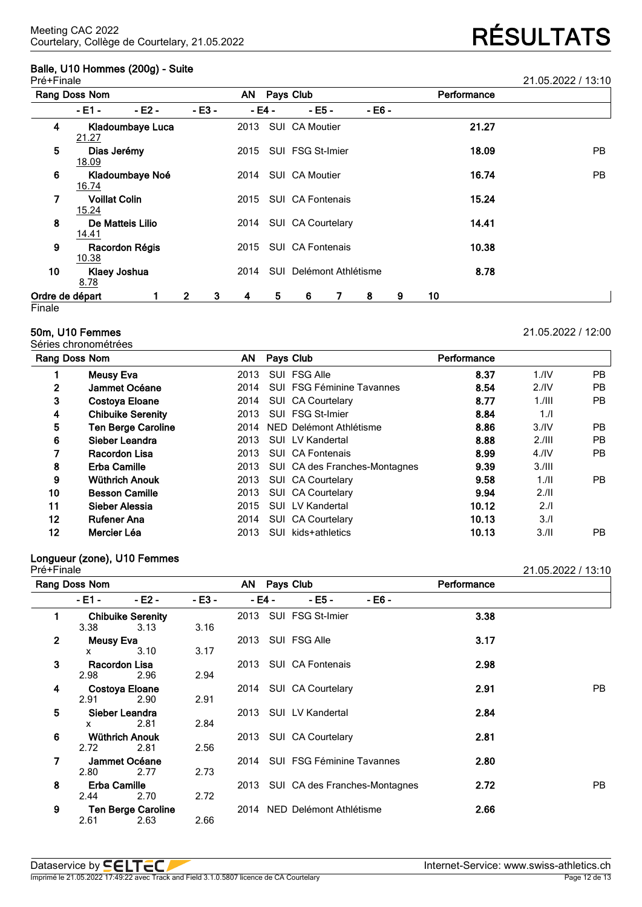## Balle, U10 Hommes (200g) - Suite

Pré+Finale — 21.05.2022 / 13:10

| Rang | Doss | Nom | AN | Pays | Club | Performance | |
|---|---|---|---|---|---|---|---|
| | | - E1 - / - E2 - / - E3 - / - E4 - / - E5 - / - E6 - | | | | | |
| 4 | | Kladoumbaye Luca | 2013 | SUI | CA Moutier | 21.27 | |
| | | 21.27 | | | | | |
| 5 | | Dias Jerémy | 2015 | SUI | FSG St-Imier | 18.09 | PB |
| | | 18.09 | | | | | |
| 6 | | Kladoumbaye Noé | 2014 | SUI | CA Moutier | 16.74 | PB |
| | | 16.74 | | | | | |
| 7 | | Voillat Colin | 2015 | SUI | CA Fontenais | 15.24 | |
| | | 15.24 | | | | | |
| 8 | | De Matteis Lilio | 2014 | SUI | CA Courtelary | 14.41 | |
| | | 14.41 | | | | | |
| 9 | | Racordon Régis | 2015 | SUI | CA Fontenais | 10.38 | |
| | | 10.38 | | | | | |
| 10 | | Klaey Joshua | 2014 | SUI | Delémont Athlétisme | 8.78 | |
| | | 8.78 | | | | | |

Ordre de départ: 1 2 3 4 5 6 7 8 9 10

Finale

## 50m, U10 Femmes

Séries chronométrées — 21.05.2022 / 12:00

| Rang | Doss | Nom | AN | Pays | Club | Performance | | |
|---|---|---|---|---|---|---|---|---|
| 1 | | Meusy Eva | 2013 | SUI | FSG Alle | 8.37 | 1./IV | PB |
| 2 | | Jammet Océane | 2014 | SUI | FSG Féminine Tavannes | 8.54 | 2./IV | PB |
| 3 | | Costoya Eloane | 2014 | SUI | CA Courtelary | 8.77 | 1./III | PB |
| 4 | | Chibuike Serenity | 2013 | SUI | FSG St-Imier | 8.84 | 1./I | |
| 5 | | Ten Berge Caroline | 2014 | NED | Delémont Athlétisme | 8.86 | 3./IV | PB |
| 6 | | Sieber Leandra | 2013 | SUI | LV Kandertal | 8.88 | 2./III | PB |
| 7 | | Racordon Lisa | 2013 | SUI | CA Fontenais | 8.99 | 4./IV | PB |
| 8 | | Erba Camille | 2013 | SUI | CA des Franches-Montagnes | 9.39 | 3./III | |
| 9 | | Wüthrich Anouk | 2013 | SUI | CA Courtelary | 9.58 | 1./II | PB |
| 10 | | Besson Camille | 2013 | SUI | CA Courtelary | 9.94 | 2./II | |
| 11 | | Sieber Alessia | 2015 | SUI | LV Kandertal | 10.12 | 2./I | |
| 12 | | Rufener Ana | 2014 | SUI | CA Courtelary | 10.13 | 3./I | |
| 12 | | Mercier Léa | 2013 | SUI | kids+athletics | 10.13 | 3./II | PB |

## Longueur (zone), U10 Femmes

Pré+Finale — 21.05.2022 / 13:10

| Rang | Doss | Nom | - E1 - | - E2 - | - E3 - | AN | Pays | Club | Performance | |
|---|---|---|---|---|---|---|---|---|---|---|
| 1 | | Chibuike Serenity | 3.38 | 3.13 | 3.16 | 2013 | SUI | FSG St-Imier | 3.38 | |
| 2 | | Meusy Eva | x | 3.10 | 3.17 | 2013 | SUI | FSG Alle | 3.17 | |
| 3 | | Racordon Lisa | 2.98 | 2.96 | 2.94 | 2013 | SUI | CA Fontenais | 2.98 | |
| 4 | | Costoya Eloane | 2.91 | 2.90 | 2.91 | 2014 | SUI | CA Courtelary | 2.91 | PB |
| 5 | | Sieber Leandra | x | 2.81 | 2.84 | 2013 | SUI | LV Kandertal | 2.84 | |
| 6 | | Wüthrich Anouk | 2.72 | 2.81 | 2.56 | 2013 | SUI | CA Courtelary | 2.81 | |
| 7 | | Jammet Océane | 2.80 | 2.77 | 2.73 | 2014 | SUI | FSG Féminine Tavannes | 2.80 | |
| 8 | | Erba Camille | 2.44 | 2.70 | 2.72 | 2013 | SUI | CA des Franches-Montagnes | 2.72 | PB |
| 9 | | Ten Berge Caroline | 2.61 | 2.63 | 2.66 | 2014 | NED | Delémont Athlétisme | 2.66 | |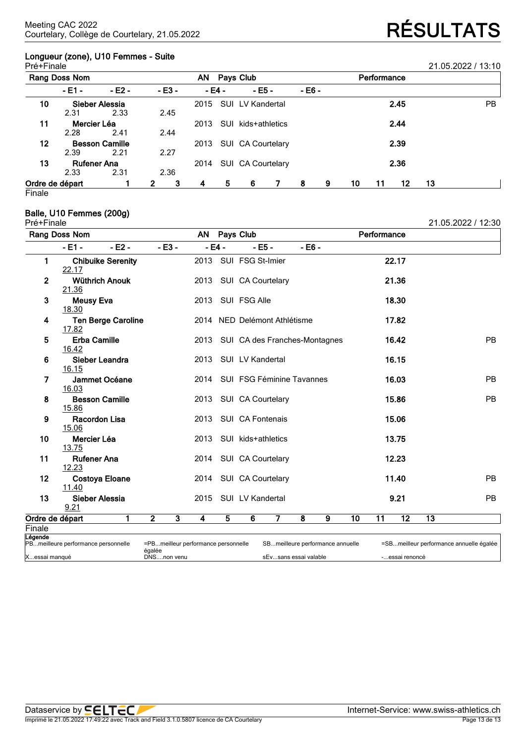## Longueur (zone), U10 Femmes - Suite

Pré+Finale — 21.05.2022 / 13:10

| Rang | Doss | Nom | AN | Pays | Club | Performance | |
|---|---|---|---|---|---|---|---|
| | - E1 - | - E2 - | - E3 - | - E4 - | - E5 - | - E6 - | |
| 10 | | Sieber Alessia | 2015 | SUI | LV Kandertal | 2.45 | PB |
| | 2.31 | 2.33 | 2.45 | | | | |
| 11 | | Mercier Léa | 2013 | SUI | kids+athletics | 2.44 | |
| | 2.28 | 2.41 | 2.44 | | | | |
| 12 | | Besson Camille | 2013 | SUI | CA Courtelary | 2.39 | |
| | 2.39 | 2.21 | 2.27 | | | | |
| 13 | | Rufener Ana | 2014 | SUI | CA Courtelary | 2.36 | |
| | 2.33 | 2.31 | 2.36 | | | | |

Ordre de départ: 1 2 3 4 5 6 7 8 9 10 11 12 13

Finale

## Balle, U10 Femmes (200g)

Pré+Finale — 21.05.2022 / 12:30

| Rang | Doss | Nom | AN | Pays | Club | Performance | |
|---|---|---|---|---|---|---|---|
| | - E1 - | - E2 - | - E3 - | - E4 - | - E5 - | - E6 - | |
| 1 | | Chibuike Serenity | 2013 | SUI | FSG St-Imier | 22.17 | |
| | 22.17 | | | | | | |
| 2 | | Wüthrich Anouk | 2013 | SUI | CA Courtelary | 21.36 | |
| | 21.36 | | | | | | |
| 3 | | Meusy Eva | 2013 | SUI | FSG Alle | 18.30 | |
| | 18.30 | | | | | | |
| 4 | | Ten Berge Caroline | 2014 | NED | Delémont Athlétisme | 17.82 | |
| | 17.82 | | | | | | |
| 5 | | Erba Camille | 2013 | SUI | CA des Franches-Montagnes | 16.42 | PB |
| | 16.42 | | | | | | |
| 6 | | Sieber Leandra | 2013 | SUI | LV Kandertal | 16.15 | |
| | 16.15 | | | | | | |
| 7 | | Jammet Océane | 2014 | SUI | FSG Féminine Tavannes | 16.03 | PB |
| | 16.03 | | | | | | |
| 8 | | Besson Camille | 2013 | SUI | CA Courtelary | 15.86 | PB |
| | 15.86 | | | | | | |
| 9 | | Racordon Lisa | 2013 | SUI | CA Fontenais | 15.06 | |
| | 15.06 | | | | | | |
| 10 | | Mercier Léa | 2013 | SUI | kids+athletics | 13.75 | |
| | 13.75 | | | | | | |
| 11 | | Rufener Ana | 2014 | SUI | CA Courtelary | 12.23 | |
| | 12.23 | | | | | | |
| 12 | | Costoya Eloane | 2014 | SUI | CA Courtelary | 11.40 | PB |
| | 11.40 | | | | | | |
| 13 | | Sieber Alessia | 2015 | SUI | LV Kandertal | 9.21 | PB |
| | 9.21 | | | | | | |

Ordre de départ: 1 2 3 4 5 6 7 8 9 10 11 12 13

Finale

**Légende**

| | | | |
|---|---|---|---|
| PB...meilleure performance personnelle | =PB...meilleur performance personnelle égalée | SB...meilleure performance annuelle | =SB...meilleur performance annuelle égalée |
| X...essai manqué | DNS....non venu | sEv...sans essai valable | -...essai renoncé |